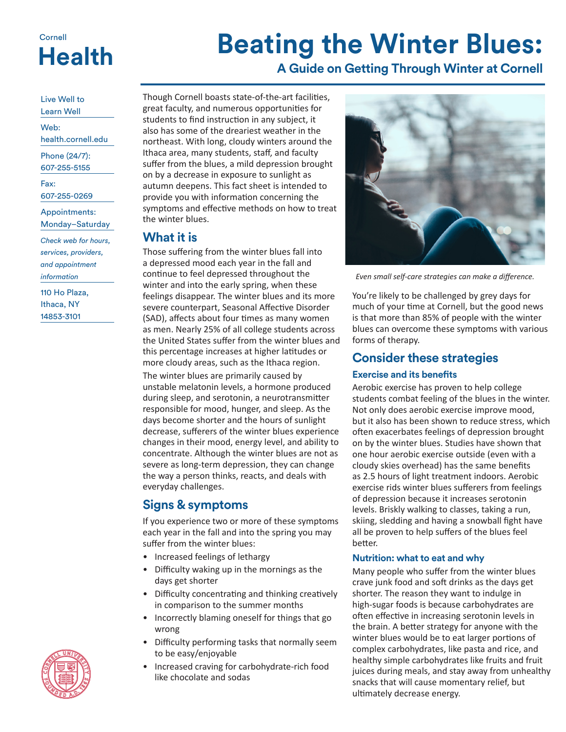Cornell

# Health

# Beating the Winter Blues:

## A Guide on Getting Through Winter at Cornell

Live Well to Learn Well

Web: health.cornell.edu

Phone (24/7): 607-255-5155

Fax: 607-255-0269

Appointments: Monday–Saturday

*Check web for hours, services, providers, and appointment information*

110 Ho Plaza, Ithaca, NY 14853-3101

Though Cornell boasts state-of-the-art facilities, great faculty, and numerous opportunities for students to find instruction in any subject, it also has some of the dreariest weather in the northeast. With long, cloudy winters around the Ithaca area, many students, staff, and faculty suffer from the blues, a mild depression brought on by a decrease in exposure to sunlight as autumn deepens. This fact sheet is intended to provide you with information concerning the symptoms and effective methods on how to treat the winter blues.

## What it is

Those suffering from the winter blues fall into a depressed mood each year in the fall and continue to feel depressed throughout the winter and into the early spring, when these feelings disappear. The winter blues and its more severe counterpart, Seasonal Affective Disorder (SAD), affects about four times as many women as men. Nearly 25% of all college students across the United States suffer from the winter blues and this percentage increases at higher latitudes or more cloudy areas, such as the Ithaca region.

The winter blues are primarily caused by unstable melatonin levels, a hormone produced during sleep, and serotonin, a neurotransmitter responsible for mood, hunger, and sleep. As the days become shorter and the hours of sunlight decrease, sufferers of the winter blues experience changes in their mood, energy level, and ability to concentrate. Although the winter blues are not as severe as long-term depression, they can change the way a person thinks, reacts, and deals with everyday challenges.

## Signs & symptoms

If you experience two or more of these symptoms each year in the fall and into the spring you may suffer from the winter blues:

- Increased feelings of lethargy
- Difficulty waking up in the mornings as the days get shorter
- Difficulty concentrating and thinking creatively in comparison to the summer months
- Incorrectly blaming oneself for things that go wrong
- Difficulty performing tasks that normally seem to be easy/enjoyable
- Increased craving for carbohydrate-rich food like chocolate and sodas

*Even small self-care strategies can make a difference.*

You're likely to be challenged by grey days for much of your time at Cornell, but the good news is that more than 85% of people with the winter blues can overcome these symptoms with various forms of therapy.

## Consider these strategies

### Exercise and its benefits

Aerobic exercise has proven to help college students combat feeling of the blues in the winter. Not only does aerobic exercise improve mood, but it also has been shown to reduce stress, which often exacerbates feelings of depression brought on by the winter blues. Studies have shown that one hour aerobic exercise outside (even with a cloudy skies overhead) has the same benefits as 2.5 hours of light treatment indoors. Aerobic exercise rids winter blues sufferers from feelings of depression because it increases serotonin levels. Briskly walking to classes, taking a run, skiing, sledding and having a snowball fight have all be proven to help suffers of the blues feel better.

### Nutrition: what to eat and why

Many people who suffer from the winter blues crave junk food and soft drinks as the days get shorter. The reason they want to indulge in high-sugar foods is because carbohydrates are often effective in increasing serotonin levels in the brain. A better strategy for anyone with the winter blues would be to eat larger portions of complex carbohydrates, like pasta and rice, and healthy simple carbohydrates like fruits and fruit juices during meals, and stay away from unhealthy snacks that will cause momentary relief, but ultimately decrease energy.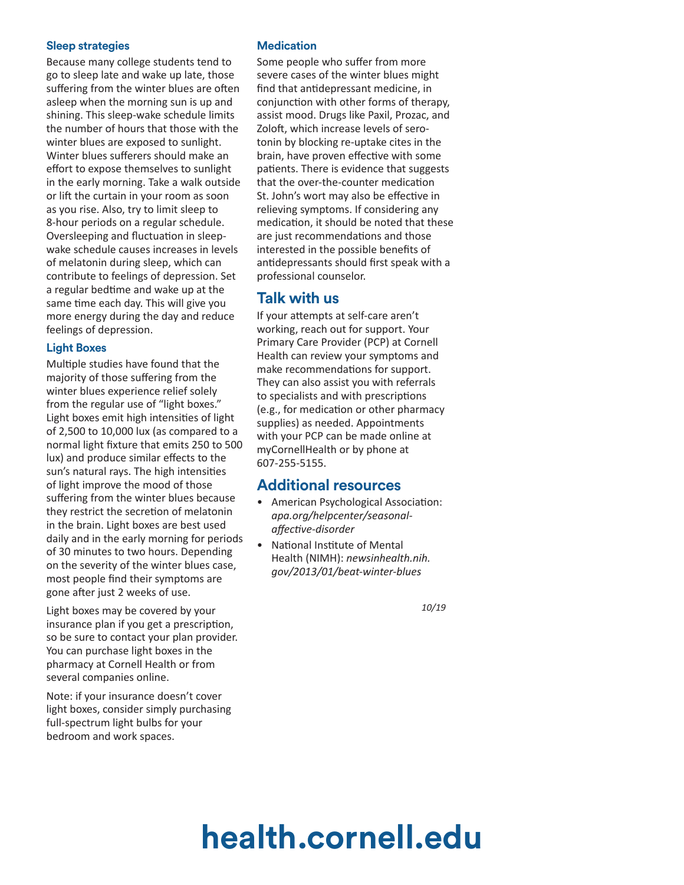### Sleep strategies

Because many college students tend to go to sleep late and wake up late, those suffering from the winter blues are often asleep when the morning sun is up and shining. This sleep-wake schedule limits the number of hours that those with the winter blues are exposed to sunlight. Winter blues sufferers should make an effort to expose themselves to sunlight in the early morning. Take a walk outside or lift the curtain in your room as soon as you rise. Also, try to limit sleep to 8-hour periods on a regular schedule. Oversleeping and fluctuation in sleep-wake schedule causes increases in levels of melatonin during sleep, which can contribute to feelings of depression. Set a regular bedtime and wake up at the same time each day. This will give you more energy during the day and reduce feelings of depression.

### Light Boxes

Multiple studies have found that the majority of those suffering from the winter blues experience relief solely from the regular use of "light boxes." Light boxes emit high intensities of light of 2,500 to 10,000 lux (as compared to a normal light fixture that emits 250 to 500 lux) and produce similar effects to the sun's natural rays. The high intensities of light improve the mood of those suffering from the winter blues because they restrict the secretion of melatonin in the brain. Light boxes are best used daily and in the early morning for periods of 30 minutes to two hours. Depending on the severity of the winter blues case, most people find their symptoms are gone after just 2 weeks of use.

Light boxes may be covered by your insurance plan if you get a prescription, so be sure to contact your plan provider. You can purchase light boxes in the pharmacy at Cornell Health or from several companies online.

Note: if your insurance doesn't cover light boxes, consider simply purchasing full-spectrum light bulbs for your bedroom and work spaces.

### Medication

Some people who suffer from more severe cases of the winter blues might find that antidepressant medicine, in conjunction with other forms of therapy, assist mood. Drugs like Paxil, Prozac, and Zoloft, which increase levels of serotonin by blocking re-uptake cites in the brain, have proven effective with some patients. There is evidence that suggests that the over-the-counter medication St. John's wort may also be effective in relieving symptoms. If considering any medication, it should be noted that these are just recommendations and those interested in the possible benefits of antidepressants should first speak with a professional counselor.

## Talk with us

If your attempts at self-care aren't working, reach out for support. Your Primary Care Provider (PCP) at Cornell Health can review your symptoms and make recommendations for support. They can also assist you with referrals to specialists and with prescriptions (e.g., for medication or other pharmacy supplies) as needed. Appointments with your PCP can be made online at myCornellHealth or by phone at 607-255-5155.

## Additional resources

- American Psychological Association: *apa.org/helpcenter/seasonal-affective-disorder*
- National Institute of Mental Health (NIMH): *newsinhealth.nih.gov/2013/01/beat-winter-blues*

*10/19*

# health.cornell.edu